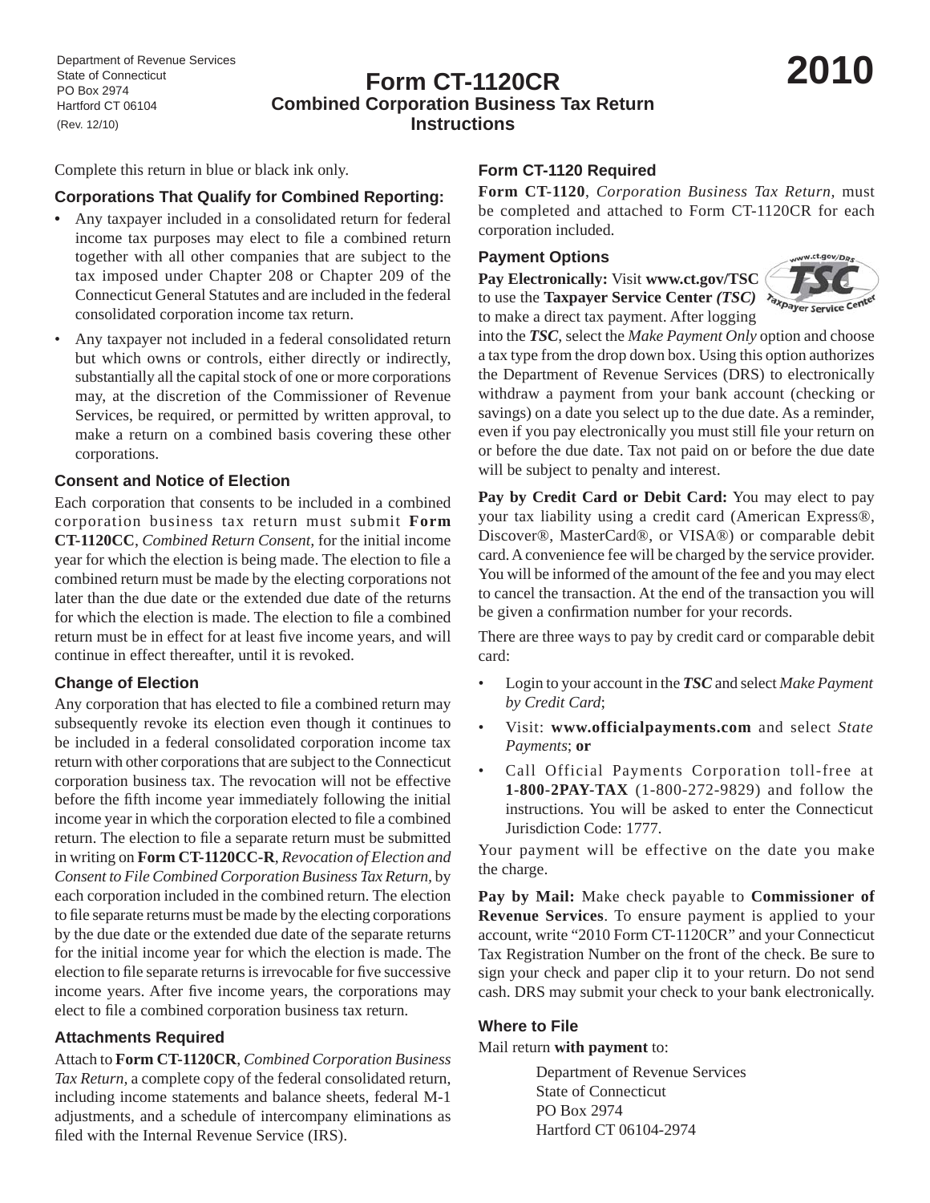Department of Revenue Services
State of Connecticut
PO Box 2974
Hartford CT 06104
(Rev. 12/10)

# Form CT-1120CR
## Combined Corporation Business Tax Return Instructions

**2010**

Complete this return in blue or black ink only.

### Corporations That Qualify for Combined Reporting:

- Any taxpayer included in a consolidated return for federal income tax purposes may elect to file a combined return together with all other companies that are subject to the tax imposed under Chapter 208 or Chapter 209 of the Connecticut General Statutes and are included in the federal consolidated corporation income tax return.
- Any taxpayer not included in a federal consolidated return but which owns or controls, either directly or indirectly, substantially all the capital stock of one or more corporations may, at the discretion of the Commissioner of Revenue Services, be required, or permitted by written approval, to make a return on a combined basis covering these other corporations.

### Consent and Notice of Election

Each corporation that consents to be included in a combined corporation business tax return must submit **Form CT-1120CC**, *Combined Return Consent,* for the initial income year for which the election is being made. The election to file a combined return must be made by the electing corporations not later than the due date or the extended due date of the returns for which the election is made. The election to file a combined return must be in effect for at least five income years, and will continue in effect thereafter, until it is revoked.

### Change of Election

Any corporation that has elected to file a combined return may subsequently revoke its election even though it continues to be included in a federal consolidated corporation income tax return with other corporations that are subject to the Connecticut corporation business tax. The revocation will not be effective before the fifth income year immediately following the initial income year in which the corporation elected to file a combined return. The election to file a separate return must be submitted in writing on **Form CT-1120CC-R**, *Revocation of Election and Consent to File Combined Corporation Business Tax Return,* by each corporation included in the combined return. The election to file separate returns must be made by the electing corporations by the due date or the extended due date of the separate returns for the initial income year for which the election is made. The election to file separate returns is irrevocable for five successive income years. After five income years, the corporations may elect to file a combined corporation business tax return.

### Attachments Required

Attach to **Form CT-1120CR**, *Combined Corporation Business Tax Return,* a complete copy of the federal consolidated return, including income statements and balance sheets, federal M-1 adjustments, and a schedule of intercompany eliminations as filed with the Internal Revenue Service (IRS).

### Form CT-1120 Required

**Form CT-1120**, *Corporation Business Tax Return,* must be completed and attached to Form CT-1120CR for each corporation included.

### Payment Options

**Pay Electronically:** Visit **www.ct.gov/TSC** to use the **Taxpayer Service Center *(TSC)*** to make a direct tax payment. After logging into the ***TSC***, select the *Make Payment Only* option and choose a tax type from the drop down box. Using this option authorizes the Department of Revenue Services (DRS) to electronically withdraw a payment from your bank account (checking or savings) on a date you select up to the due date. As a reminder, even if you pay electronically you must still file your return on or before the due date. Tax not paid on or before the due date will be subject to penalty and interest.

**Pay by Credit Card or Debit Card:** You may elect to pay your tax liability using a credit card (American Express®, Discover®, MasterCard®, or VISA®) or comparable debit card. A convenience fee will be charged by the service provider. You will be informed of the amount of the fee and you may elect to cancel the transaction. At the end of the transaction you will be given a confirmation number for your records.

There are three ways to pay by credit card or comparable debit card:

- Login to your account in the ***TSC*** and select *Make Payment by Credit Card*;
- Visit: **www.officialpayments.com** and select *State Payments*; **or**
- Call Official Payments Corporation toll-free at **1-800-2PAY-TAX** (1-800-272-9829) and follow the instructions. You will be asked to enter the Connecticut Jurisdiction Code: 1777.

Your payment will be effective on the date you make the charge.

**Pay by Mail:** Make check payable to **Commissioner of Revenue Services**. To ensure payment is applied to your account, write "2010 Form CT-1120CR" and your Connecticut Tax Registration Number on the front of the check. Be sure to sign your check and paper clip it to your return. Do not send cash. DRS may submit your check to your bank electronically.

### Where to File

Mail return **with payment** to:

Department of Revenue Services
State of Connecticut
PO Box 2974
Hartford CT 06104-2974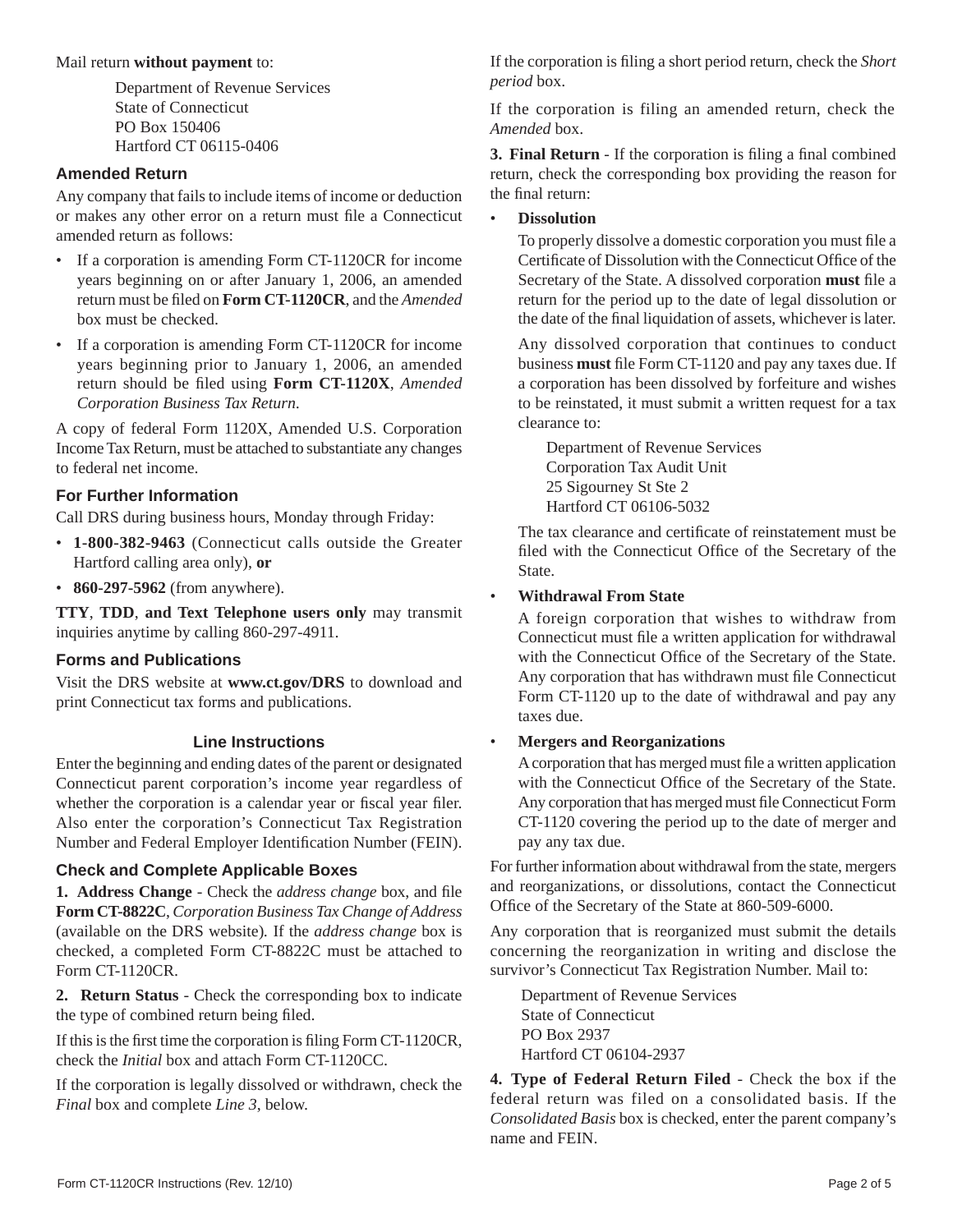Mail return **without payment** to:

Department of Revenue Services
State of Connecticut
PO Box 150406
Hartford CT 06115-0406

## Amended Return

Any company that fails to include items of income or deduction or makes any other error on a return must file a Connecticut amended return as follows:

- If a corporation is amending Form CT-1120CR for income years beginning on or after January 1, 2006, an amended return must be filed on **Form CT-1120CR**, and the *Amended* box must be checked.
- If a corporation is amending Form CT-1120CR for income years beginning prior to January 1, 2006, an amended return should be filed using **Form CT-1120X**, *Amended Corporation Business Tax Return*.

A copy of federal Form 1120X, Amended U.S. Corporation Income Tax Return, must be attached to substantiate any changes to federal net income.

## For Further Information

Call DRS during business hours, Monday through Friday:

- **1-800-382-9463** (Connecticut calls outside the Greater Hartford calling area only), **or**
- **860-297-5962** (from anywhere).

**TTY**, **TDD**, **and Text Telephone users only** may transmit inquiries anytime by calling 860-297-4911.

## Forms and Publications

Visit the DRS website at **www.ct.gov/DRS** to download and print Connecticut tax forms and publications.

## Line Instructions

Enter the beginning and ending dates of the parent or designated Connecticut parent corporation's income year regardless of whether the corporation is a calendar year or fiscal year filer. Also enter the corporation's Connecticut Tax Registration Number and Federal Employer Identification Number (FEIN).

## Check and Complete Applicable Boxes

**1. Address Change** - Check the *address change* box, and file **Form CT-8822C**, *Corporation Business Tax Change of Address* (available on the DRS website). If the *address change* box is checked, a completed Form CT-8822C must be attached to Form CT-1120CR.

**2. Return Status** - Check the corresponding box to indicate the type of combined return being filed.

If this is the first time the corporation is filing Form CT-1120CR, check the *Initial* box and attach Form CT-1120CC.

If the corporation is legally dissolved or withdrawn, check the *Final* box and complete *Line 3*, below.

If the corporation is filing a short period return, check the *Short period* box.

If the corporation is filing an amended return, check the *Amended* box.

**3. Final Return** - If the corporation is filing a final combined return, check the corresponding box providing the reason for the final return:

- **Dissolution**

  To properly dissolve a domestic corporation you must file a Certificate of Dissolution with the Connecticut Office of the Secretary of the State. A dissolved corporation **must** file a return for the period up to the date of legal dissolution or the date of the final liquidation of assets, whichever is later.

  Any dissolved corporation that continues to conduct business **must** file Form CT-1120 and pay any taxes due. If a corporation has been dissolved by forfeiture and wishes to be reinstated, it must submit a written request for a tax clearance to:

  Department of Revenue Services
  Corporation Tax Audit Unit
  25 Sigourney St Ste 2
  Hartford CT 06106-5032

  The tax clearance and certificate of reinstatement must be filed with the Connecticut Office of the Secretary of the State.

- **Withdrawal From State**

  A foreign corporation that wishes to withdraw from Connecticut must file a written application for withdrawal with the Connecticut Office of the Secretary of the State. Any corporation that has withdrawn must file Connecticut Form CT-1120 up to the date of withdrawal and pay any taxes due.

- **Mergers and Reorganizations**

  A corporation that has merged must file a written application with the Connecticut Office of the Secretary of the State. Any corporation that has merged must file Connecticut Form CT-1120 covering the period up to the date of merger and pay any tax due.

For further information about withdrawal from the state, mergers and reorganizations, or dissolutions, contact the Connecticut Office of the Secretary of the State at 860-509-6000.

Any corporation that is reorganized must submit the details concerning the reorganization in writing and disclose the survivor's Connecticut Tax Registration Number. Mail to:

Department of Revenue Services
State of Connecticut
PO Box 2937
Hartford CT 06104-2937

**4. Type of Federal Return Filed** - Check the box if the federal return was filed on a consolidated basis. If the *Consolidated Basis* box is checked, enter the parent company's name and FEIN.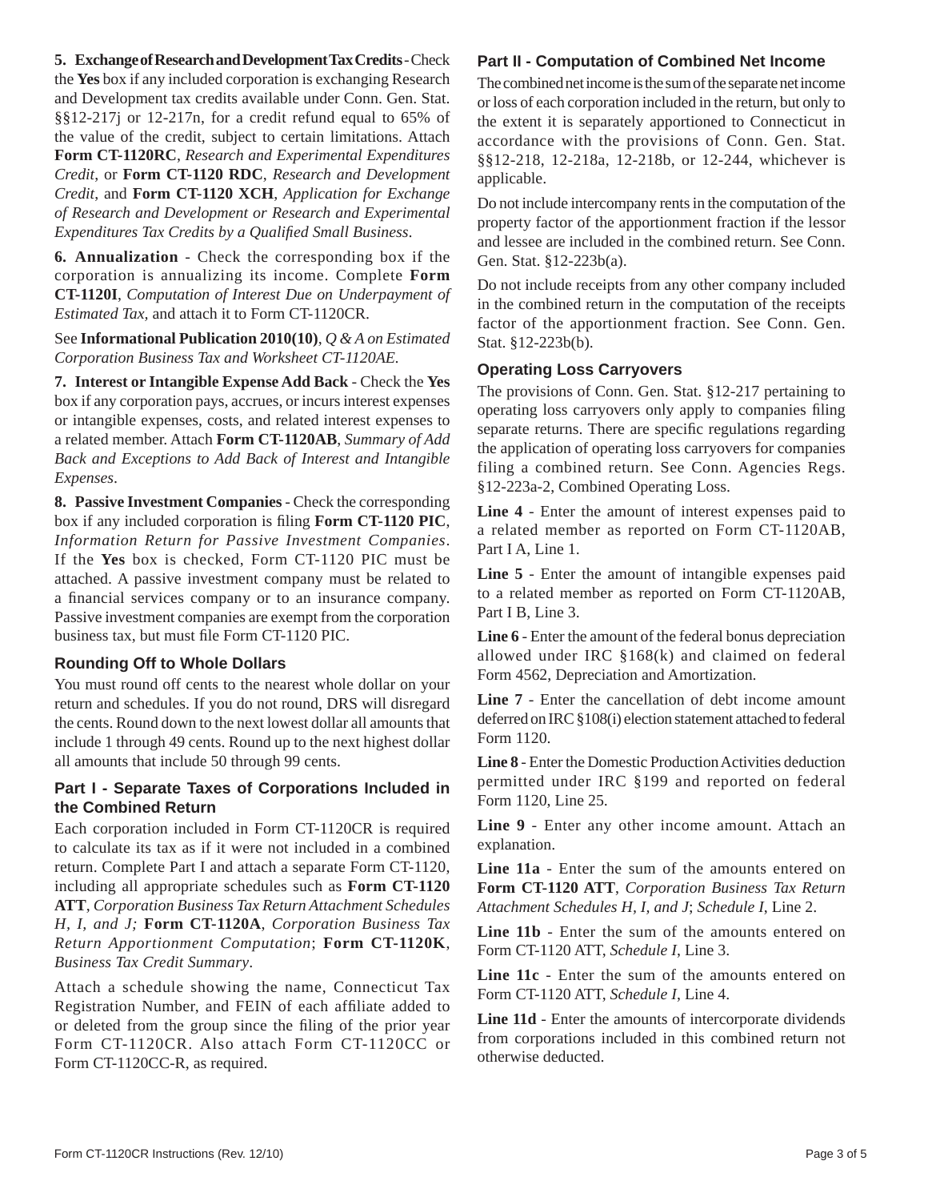**5. Exchange of Research and Development Tax Credits** - Check the **Yes** box if any included corporation is exchanging Research and Development tax credits available under Conn. Gen. Stat. §§12-217j or 12-217n, for a credit refund equal to 65% of the value of the credit, subject to certain limitations. Attach **Form CT-1120RC**, *Research and Experimental Expenditures Credit,* or **Form CT-1120 RDC**, *Research and Development Credit,* and **Form CT-1120 XCH**, *Application for Exchange of Research and Development or Research and Experimental Expenditures Tax Credits by a Qualified Small Business*.

**6. Annualization** - Check the corresponding box if the corporation is annualizing its income. Complete **Form CT-1120I**, *Computation of Interest Due on Underpayment of Estimated Tax,* and attach it to Form CT-1120CR.

See **Informational Publication 2010(10)**, *Q & A on Estimated Corporation Business Tax and Worksheet CT-1120AE.*

**7. Interest or Intangible Expense Add Back** - Check the **Yes** box if any corporation pays, accrues, or incurs interest expenses or intangible expenses, costs, and related interest expenses to a related member. Attach **Form CT-1120AB**, *Summary of Add Back and Exceptions to Add Back of Interest and Intangible Expenses*.

**8. Passive Investment Companies** - Check the corresponding box if any included corporation is filing **Form CT-1120 PIC**, *Information Return for Passive Investment Companies*. If the **Yes** box is checked, Form CT-1120 PIC must be attached. A passive investment company must be related to a financial services company or to an insurance company. Passive investment companies are exempt from the corporation business tax, but must file Form CT-1120 PIC.

### Rounding Off to Whole Dollars

You must round off cents to the nearest whole dollar on your return and schedules. If you do not round, DRS will disregard the cents. Round down to the next lowest dollar all amounts that include 1 through 49 cents. Round up to the next highest dollar all amounts that include 50 through 99 cents.

### Part I - Separate Taxes of Corporations Included in the Combined Return

Each corporation included in Form CT-1120CR is required to calculate its tax as if it were not included in a combined return. Complete Part I and attach a separate Form CT-1120, including all appropriate schedules such as **Form CT-1120 ATT**, *Corporation Business Tax Return Attachment Schedules H, I, and J;* **Form CT-1120A**, *Corporation Business Tax Return Apportionment Computation*; **Form CT-1120K**, *Business Tax Credit Summary*.

Attach a schedule showing the name, Connecticut Tax Registration Number, and FEIN of each affiliate added to or deleted from the group since the filing of the prior year Form CT-1120CR. Also attach Form CT-1120CC or Form CT-1120CC-R, as required.

### Part II - Computation of Combined Net Income

The combined net income is the sum of the separate net income or loss of each corporation included in the return, but only to the extent it is separately apportioned to Connecticut in accordance with the provisions of Conn. Gen. Stat. §§12-218, 12-218a, 12-218b, or 12-244, whichever is applicable.

Do not include intercompany rents in the computation of the property factor of the apportionment fraction if the lessor and lessee are included in the combined return. See Conn. Gen. Stat. §12-223b(a).

Do not include receipts from any other company included in the combined return in the computation of the receipts factor of the apportionment fraction. See Conn. Gen. Stat. §12-223b(b).

### Operating Loss Carryovers

The provisions of Conn. Gen. Stat. §12-217 pertaining to operating loss carryovers only apply to companies filing separate returns. There are specific regulations regarding the application of operating loss carryovers for companies filing a combined return. See Conn. Agencies Regs. §12-223a-2, Combined Operating Loss.

**Line 4** - Enter the amount of interest expenses paid to a related member as reported on Form CT-1120AB, Part I A, Line 1.

**Line 5** - Enter the amount of intangible expenses paid to a related member as reported on Form CT-1120AB, Part I B, Line 3.

**Line 6** - Enter the amount of the federal bonus depreciation allowed under IRC §168(k) and claimed on federal Form 4562, Depreciation and Amortization.

**Line 7** - Enter the cancellation of debt income amount deferred on IRC §108(i) election statement attached to federal Form 1120.

**Line 8** - Enter the Domestic Production Activities deduction permitted under IRC §199 and reported on federal Form 1120, Line 25.

**Line 9** - Enter any other income amount. Attach an explanation.

**Line 11a** - Enter the sum of the amounts entered on **Form CT-1120 ATT**, *Corporation Business Tax Return Attachment Schedules H, I, and J*; *Schedule I*, Line 2.

**Line 11b** - Enter the sum of the amounts entered on Form CT-1120 ATT, *Schedule I*, Line 3.

**Line 11c** - Enter the sum of the amounts entered on Form CT-1120 ATT, *Schedule I*, Line 4.

**Line 11d** - Enter the amounts of intercorporate dividends from corporations included in this combined return not otherwise deducted.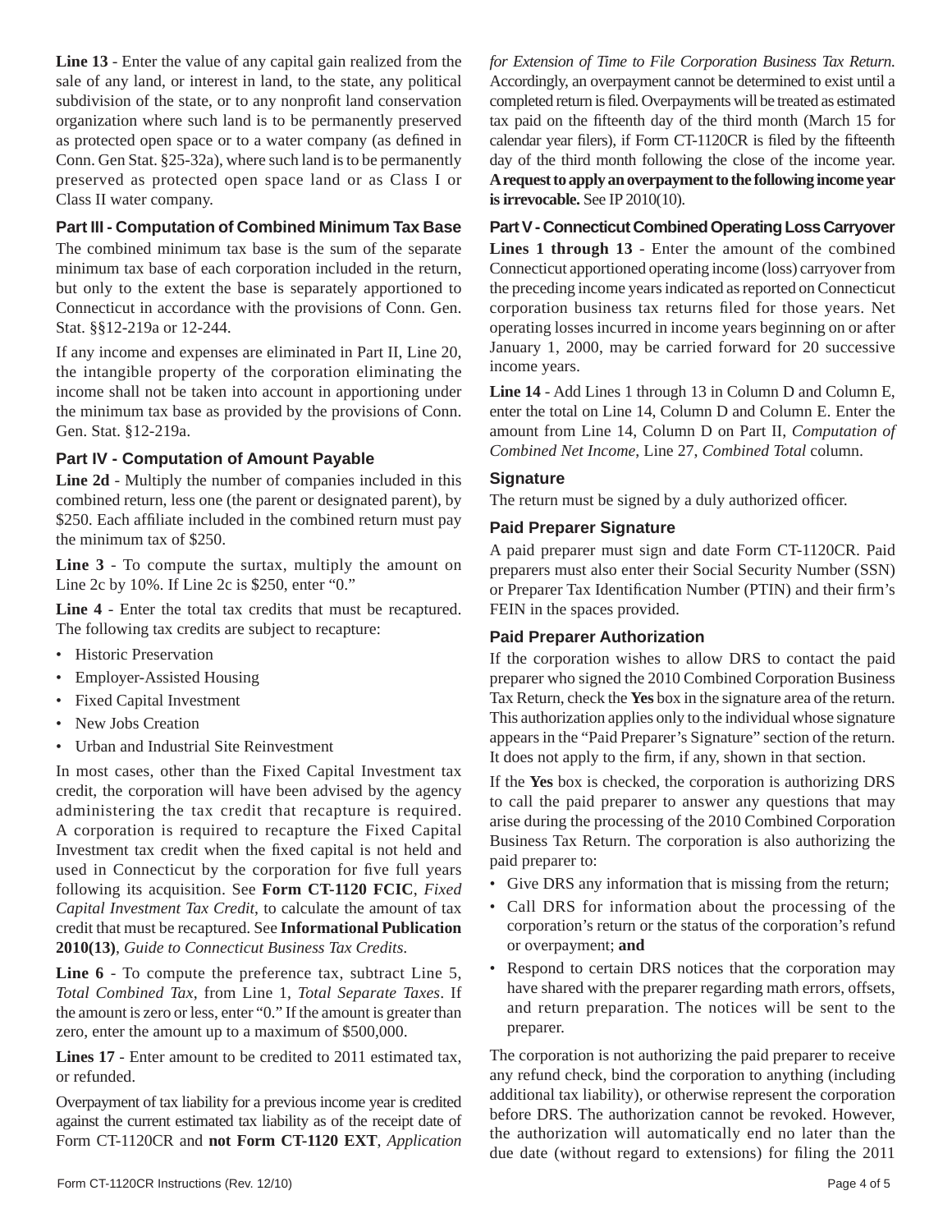**Line 13** - Enter the value of any capital gain realized from the sale of any land, or interest in land, to the state, any political subdivision of the state, or to any nonprofit land conservation organization where such land is to be permanently preserved as protected open space or to a water company (as defined in Conn. Gen Stat. §25-32a), where such land is to be permanently preserved as protected open space land or as Class I or Class II water company.

### Part III - Computation of Combined Minimum Tax Base

The combined minimum tax base is the sum of the separate minimum tax base of each corporation included in the return, but only to the extent the base is separately apportioned to Connecticut in accordance with the provisions of Conn. Gen. Stat. §§12-219a or 12-244.

If any income and expenses are eliminated in Part II, Line 20, the intangible property of the corporation eliminating the income shall not be taken into account in apportioning under the minimum tax base as provided by the provisions of Conn. Gen. Stat. §12-219a.

### Part IV - Computation of Amount Payable

**Line 2d** - Multiply the number of companies included in this combined return, less one (the parent or designated parent), by $250. Each affiliate included in the combined return must pay the minimum tax of $250.

**Line 3** - To compute the surtax, multiply the amount on Line 2c by 10%. If Line 2c is $250, enter "0."

**Line 4** - Enter the total tax credits that must be recaptured. The following tax credits are subject to recapture:

- Historic Preservation
- Employer-Assisted Housing
- Fixed Capital Investment
- New Jobs Creation
- Urban and Industrial Site Reinvestment

In most cases, other than the Fixed Capital Investment tax credit, the corporation will have been advised by the agency administering the tax credit that recapture is required. A corporation is required to recapture the Fixed Capital Investment tax credit when the fixed capital is not held and used in Connecticut by the corporation for five full years following its acquisition. See **Form CT-1120 FCIC**, *Fixed Capital Investment Tax Credit*, to calculate the amount of tax credit that must be recaptured. See **Informational Publication 2010(13)**, *Guide to Connecticut Business Tax Credits*.

**Line 6** - To compute the preference tax, subtract Line 5, *Total Combined Tax*, from Line 1, *Total Separate Taxes*. If the amount is zero or less, enter "0." If the amount is greater than zero, enter the amount up to a maximum of $500,000.

**Lines 17** - Enter amount to be credited to 2011 estimated tax, or refunded.

Overpayment of tax liability for a previous income year is credited against the current estimated tax liability as of the receipt date of Form CT-1120CR and **not Form CT-1120 EXT**, *Application for Extension of Time to File Corporation Business Tax Return*. Accordingly, an overpayment cannot be determined to exist until a completed return is filed. Overpayments will be treated as estimated tax paid on the fifteenth day of the third month (March 15 for calendar year filers), if Form CT-1120CR is filed by the fifteenth day of the third month following the close of the income year. **A request to apply an overpayment to the following income year is irrevocable.** See IP 2010(10).

### Part V - Connecticut Combined Operating Loss Carryover

**Lines 1 through 13** - Enter the amount of the combined Connecticut apportioned operating income (loss) carryover from the preceding income years indicated as reported on Connecticut corporation business tax returns filed for those years. Net operating losses incurred in income years beginning on or after January 1, 2000, may be carried forward for 20 successive income years.

**Line 14** - Add Lines 1 through 13 in Column D and Column E, enter the total on Line 14, Column D and Column E. Enter the amount from Line 14, Column D on Part II, *Computation of Combined Net Income*, Line 27, *Combined Total* column.

### Signature

The return must be signed by a duly authorized officer.

### Paid Preparer Signature

A paid preparer must sign and date Form CT-1120CR. Paid preparers must also enter their Social Security Number (SSN) or Preparer Tax Identification Number (PTIN) and their firm's FEIN in the spaces provided.

### Paid Preparer Authorization

If the corporation wishes to allow DRS to contact the paid preparer who signed the 2010 Combined Corporation Business Tax Return, check the **Yes** box in the signature area of the return. This authorization applies only to the individual whose signature appears in the "Paid Preparer's Signature" section of the return. It does not apply to the firm, if any, shown in that section.

If the **Yes** box is checked, the corporation is authorizing DRS to call the paid preparer to answer any questions that may arise during the processing of the 2010 Combined Corporation Business Tax Return. The corporation is also authorizing the paid preparer to:

- Give DRS any information that is missing from the return;
- Call DRS for information about the processing of the corporation's return or the status of the corporation's refund or overpayment; **and**
- Respond to certain DRS notices that the corporation may have shared with the preparer regarding math errors, offsets, and return preparation. The notices will be sent to the preparer.

The corporation is not authorizing the paid preparer to receive any refund check, bind the corporation to anything (including additional tax liability), or otherwise represent the corporation before DRS. The authorization cannot be revoked. However, the authorization will automatically end no later than the due date (without regard to extensions) for filing the 2011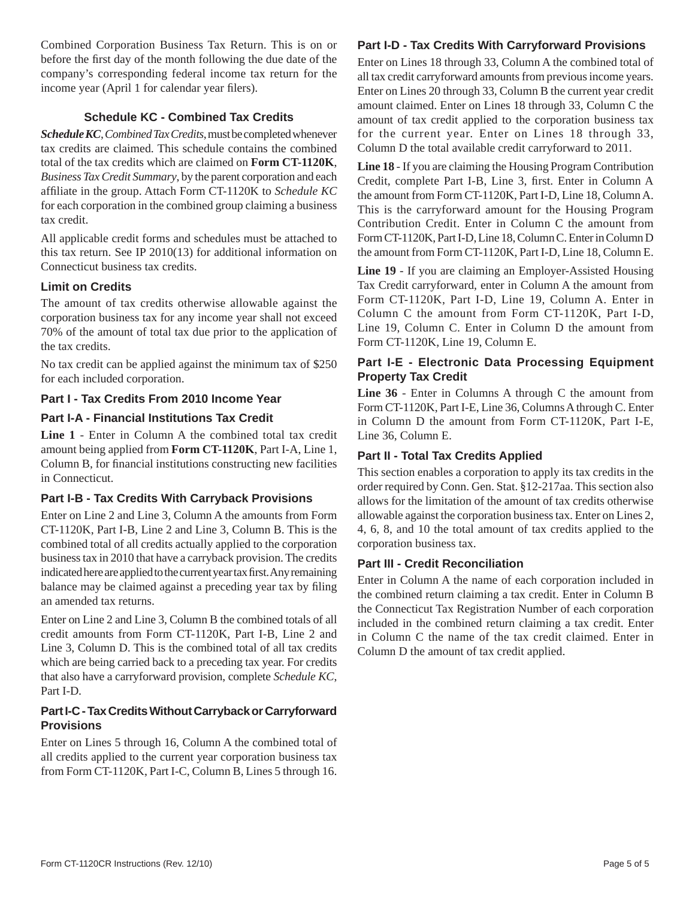Combined Corporation Business Tax Return. This is on or before the first day of the month following the due date of the company's corresponding federal income tax return for the income year (April 1 for calendar year filers).

## Schedule KC - Combined Tax Credits

***Schedule KC***, *Combined Tax Credits*, must be completed whenever tax credits are claimed. This schedule contains the combined total of the tax credits which are claimed on **Form CT-1120K**, *Business Tax Credit Summary*, by the parent corporation and each affiliate in the group. Attach Form CT-1120K to *Schedule KC* for each corporation in the combined group claiming a business tax credit.

All applicable credit forms and schedules must be attached to this tax return. See IP 2010(13) for additional information on Connecticut business tax credits.

### Limit on Credits

The amount of tax credits otherwise allowable against the corporation business tax for any income year shall not exceed 70% of the amount of total tax due prior to the application of the tax credits.

No tax credit can be applied against the minimum tax of $250 for each included corporation.

### Part I - Tax Credits From 2010 Income Year

### Part I-A - Financial Institutions Tax Credit

**Line 1** - Enter in Column A the combined total tax credit amount being applied from **Form CT-1120K**, Part I-A, Line 1, Column B, for financial institutions constructing new facilities in Connecticut.

### Part I-B - Tax Credits With Carryback Provisions

Enter on Line 2 and Line 3, Column A the amounts from Form CT-1120K, Part I-B, Line 2 and Line 3, Column B. This is the combined total of all credits actually applied to the corporation business tax in 2010 that have a carryback provision. The credits indicated here are applied to the current year tax first. Any remaining balance may be claimed against a preceding year tax by filing an amended tax returns.

Enter on Line 2 and Line 3, Column B the combined totals of all credit amounts from Form CT-1120K, Part I-B, Line 2 and Line 3, Column D. This is the combined total of all tax credits which are being carried back to a preceding tax year. For credits that also have a carryforward provision, complete *Schedule KC*, Part I-D.

### Part I-C - Tax Credits Without Carryback or Carryforward Provisions

Enter on Lines 5 through 16, Column A the combined total of all credits applied to the current year corporation business tax from Form CT-1120K, Part I-C, Column B, Lines 5 through 16.

### Part I-D - Tax Credits With Carryforward Provisions

Enter on Lines 18 through 33, Column A the combined total of all tax credit carryforward amounts from previous income years. Enter on Lines 20 through 33, Column B the current year credit amount claimed. Enter on Lines 18 through 33, Column C the amount of tax credit applied to the corporation business tax for the current year. Enter on Lines 18 through 33, Column D the total available credit carryforward to 2011.

**Line 18** - If you are claiming the Housing Program Contribution Credit, complete Part I-B, Line 3, first. Enter in Column A the amount from Form CT-1120K, Part I-D, Line 18, Column A. This is the carryforward amount for the Housing Program Contribution Credit. Enter in Column C the amount from Form CT-1120K, Part I-D, Line 18, Column C. Enter in Column D the amount from Form CT-1120K, Part I-D, Line 18, Column E.

**Line 19** - If you are claiming an Employer-Assisted Housing Tax Credit carryforward, enter in Column A the amount from Form CT-1120K, Part I-D, Line 19, Column A. Enter in Column C the amount from Form CT-1120K, Part I-D, Line 19, Column C. Enter in Column D the amount from Form CT-1120K, Line 19, Column E.

### Part I-E - Electronic Data Processing Equipment Property Tax Credit

**Line 36** - Enter in Columns A through C the amount from Form CT-1120K, Part I-E, Line 36, Columns A through C. Enter in Column D the amount from Form CT-1120K, Part I-E, Line 36, Column E.

### Part II - Total Tax Credits Applied

This section enables a corporation to apply its tax credits in the order required by Conn. Gen. Stat. §12-217aa. This section also allows for the limitation of the amount of tax credits otherwise allowable against the corporation business tax. Enter on Lines 2, 4, 6, 8, and 10 the total amount of tax credits applied to the corporation business tax.

### Part III - Credit Reconciliation

Enter in Column A the name of each corporation included in the combined return claiming a tax credit. Enter in Column B the Connecticut Tax Registration Number of each corporation included in the combined return claiming a tax credit. Enter in Column C the name of the tax credit claimed. Enter in Column D the amount of tax credit applied.